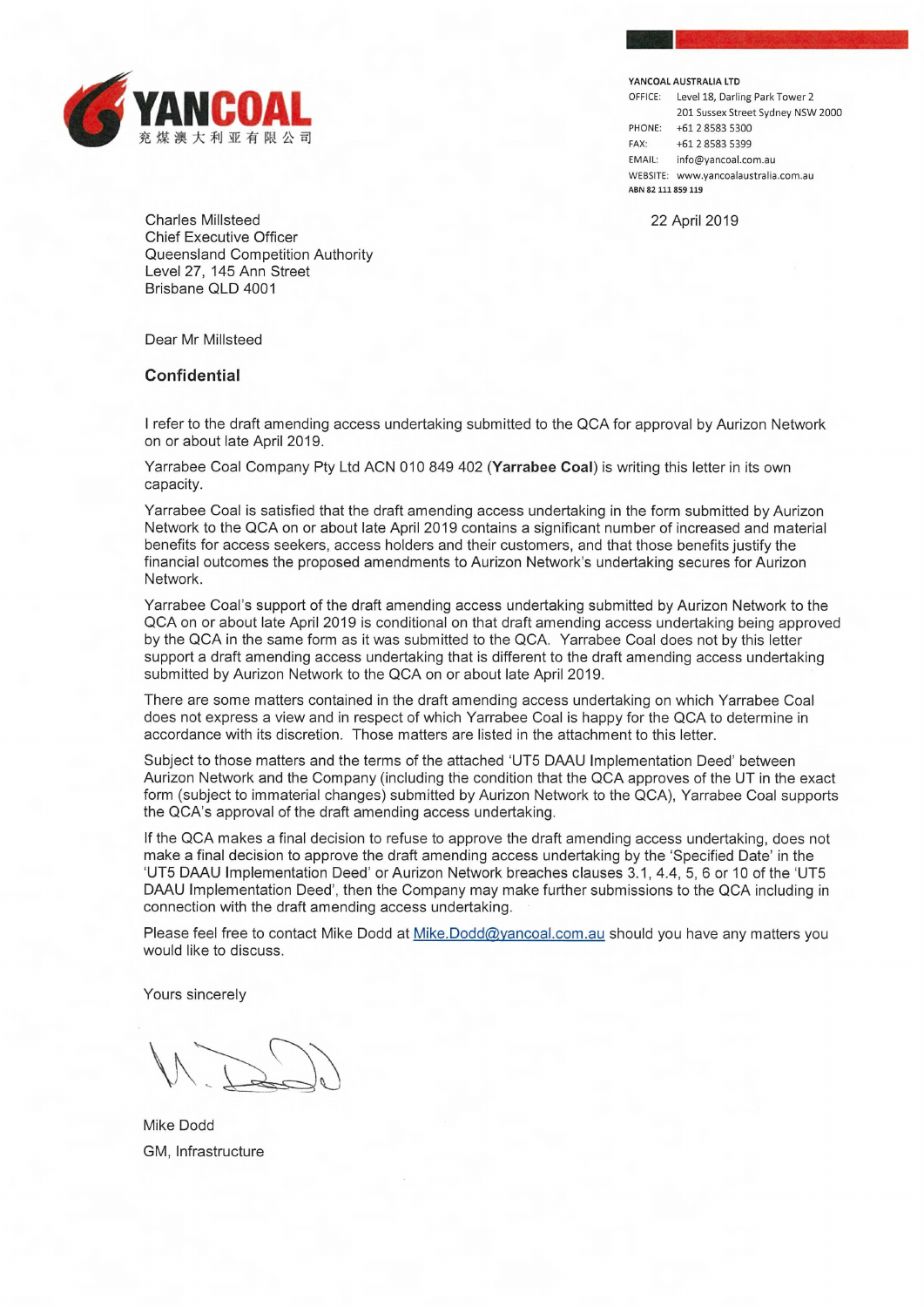**YANCOAL**

兖煤澳大利亚有限公司

**YANCOAL AUSTRALIA LTD**
OFFICE: Level 18, Darling Park Tower 2
201 Sussex Street Sydney NSW 2000
PHONE: +61 2 8583 5300
FAX: +61 2 8583 5399
EMAIL: info@yancoal.com.au
WEBSITE: www.yancoalaustralia.com.au
ABN 82 111 859 119

22 April 2019

Charles Millsteed
Chief Executive Officer
Queensland Competition Authority
Level 27, 145 Ann Street
Brisbane QLD 4001

Dear Mr Millsteed

**Confidential**

I refer to the draft amending access undertaking submitted to the QCA for approval by Aurizon Network on or about late April 2019.

Yarrabee Coal Company Pty Ltd ACN 010 849 402 (**Yarrabee Coal**) is writing this letter in its own capacity.

Yarrabee Coal is satisfied that the draft amending access undertaking in the form submitted by Aurizon Network to the QCA on or about late April 2019 contains a significant number of increased and material benefits for access seekers, access holders and their customers, and that those benefits justify the financial outcomes the proposed amendments to Aurizon Network's undertaking secures for Aurizon Network.

Yarrabee Coal's support of the draft amending access undertaking submitted by Aurizon Network to the QCA on or about late April 2019 is conditional on that draft amending access undertaking being approved by the QCA in the same form as it was submitted to the QCA. Yarrabee Coal does not by this letter support a draft amending access undertaking that is different to the draft amending access undertaking submitted by Aurizon Network to the QCA on or about late April 2019.

There are some matters contained in the draft amending access undertaking on which Yarrabee Coal does not express a view and in respect of which Yarrabee Coal is happy for the QCA to determine in accordance with its discretion. Those matters are listed in the attachment to this letter.

Subject to those matters and the terms of the attached 'UT5 DAAU Implementation Deed' between Aurizon Network and the Company (including the condition that the QCA approves of the UT in the exact form (subject to immaterial changes) submitted by Aurizon Network to the QCA), Yarrabee Coal supports the QCA's approval of the draft amending access undertaking.

If the QCA makes a final decision to refuse to approve the draft amending access undertaking, does not make a final decision to approve the draft amending access undertaking by the 'Specified Date' in the 'UT5 DAAU Implementation Deed' or Aurizon Network breaches clauses 3.1, 4.4, 5, 6 or 10 of the 'UT5 DAAU Implementation Deed', then the Company may make further submissions to the QCA including in connection with the draft amending access undertaking.

Please feel free to contact Mike Dodd at Mike.Dodd@yancoal.com.au should you have any matters you would like to discuss.

Yours sincerely

Mike Dodd
GM, Infrastructure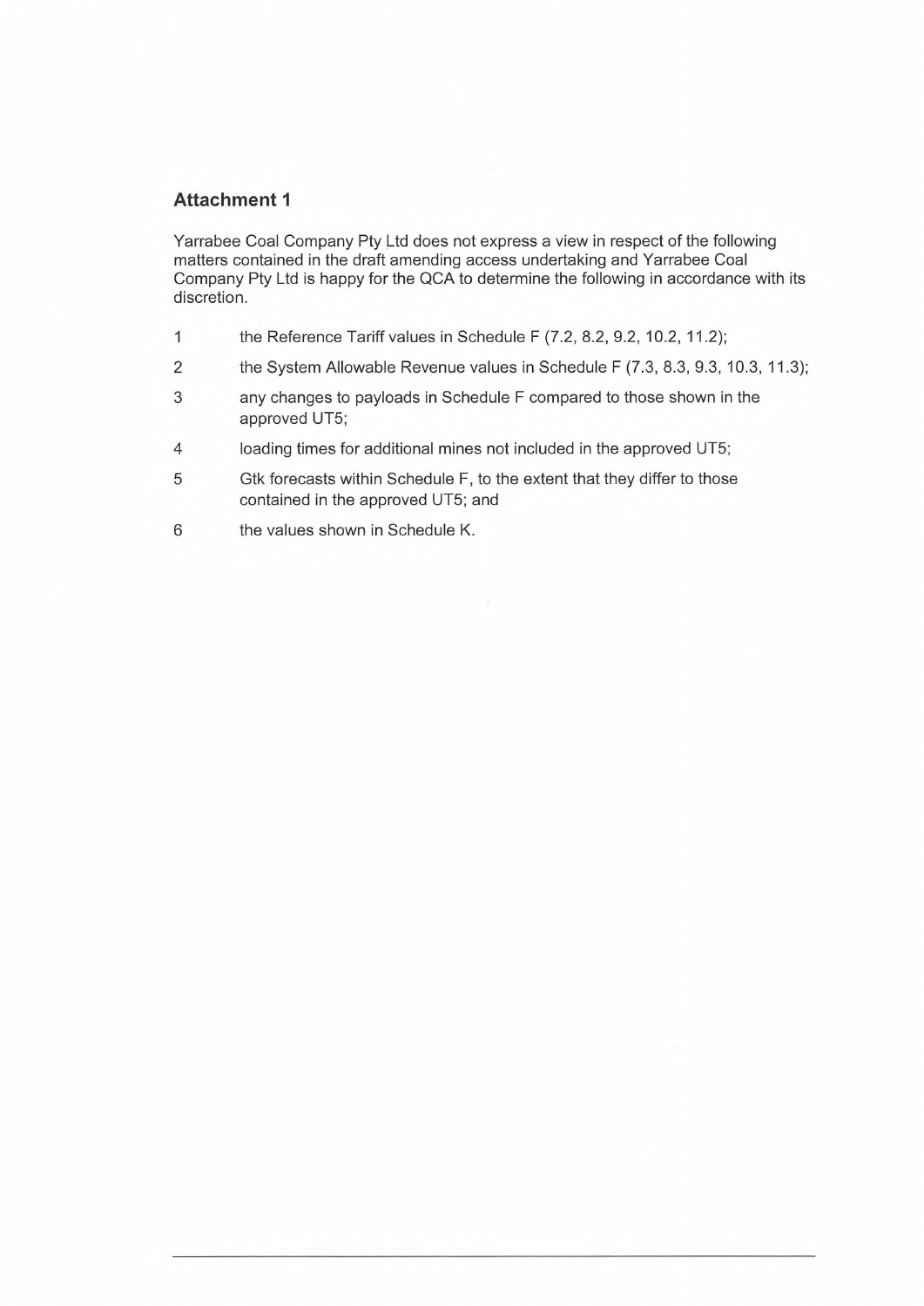## Attachment 1

Yarrabee Coal Company Pty Ltd does not express a view in respect of the following matters contained in the draft amending access undertaking and Yarrabee Coal Company Pty Ltd is happy for the QCA to determine the following in accordance with its discretion.

1. the Reference Tariff values in Schedule F (7.2, 8.2, 9.2, 10.2, 11.2);
2. the System Allowable Revenue values in Schedule F (7.3, 8.3, 9.3, 10.3, 11.3);
3. any changes to payloads in Schedule F compared to those shown in the approved UT5;
4. loading times for additional mines not included in the approved UT5;
5. Gtk forecasts within Schedule F, to the extent that they differ to those contained in the approved UT5; and
6. the values shown in Schedule K.